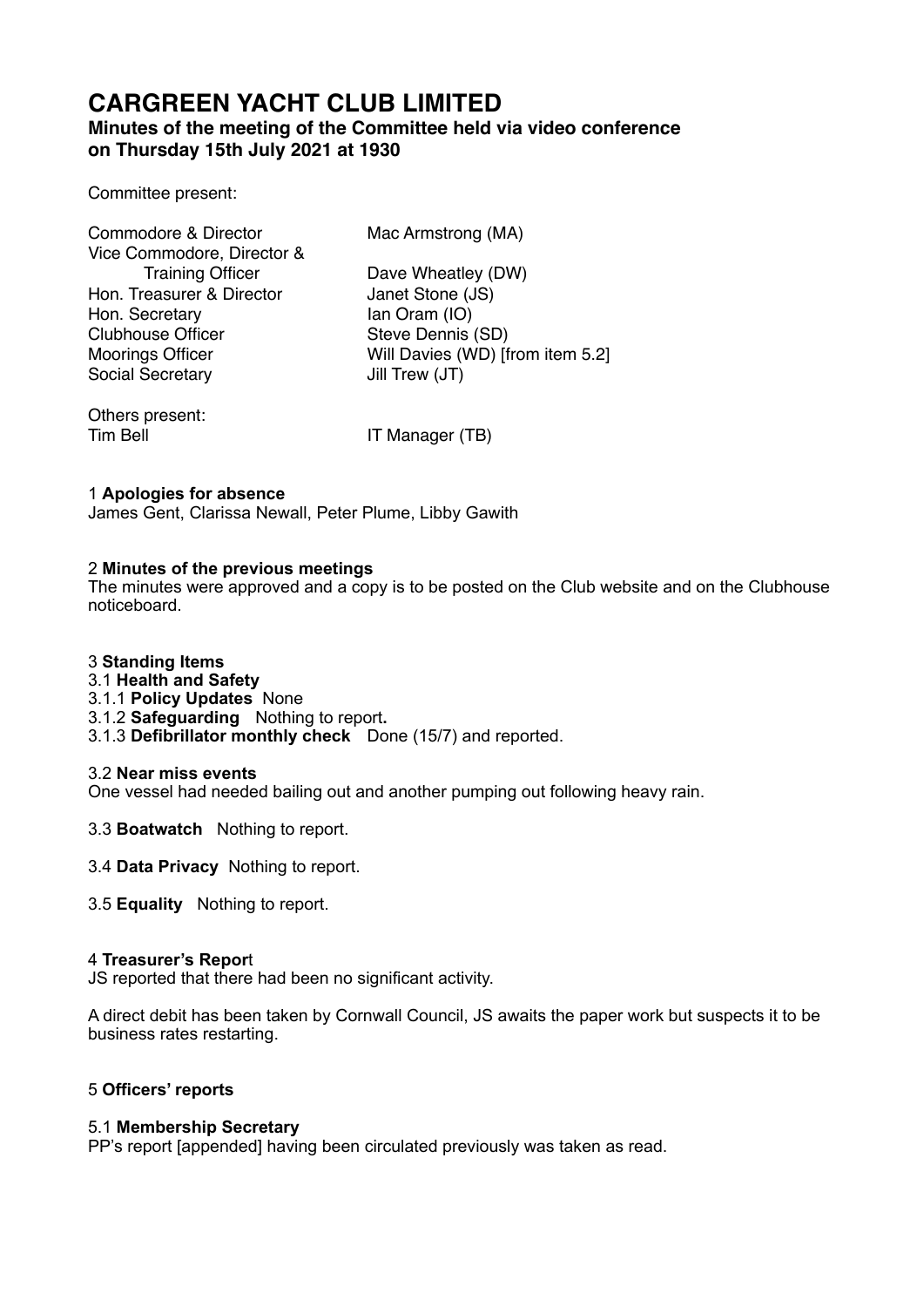# CARGREEN YACHT CLUB LIMITED

### Minutes of the meeting of the Committee held via video conference on Thursday 15th July 2021 at 1930

Committee present:

| | |
|---|---|
| Commodore & Director | Mac Armstrong (MA) |
| Vice Commodore, Director & Training Officer | Dave Wheatley (DW) |
| Hon. Treasurer & Director | Janet Stone (JS) |
| Hon. Secretary | Ian Oram (IO) |
| Clubhouse Officer | Steve Dennis (SD) |
| Moorings Officer | Will Davies (WD) [from item 5.2] |
| Social Secretary | Jill Trew (JT) |

Others present:

| | |
|---|---|
| Tim Bell | IT Manager (TB) |

1 **Apologies for absence**

James Gent, Clarissa Newall, Peter Plume, Libby Gawith

2 **Minutes of the previous meetings**

The minutes were approved and a copy is to be posted on the Club website and on the Clubhouse noticeboard.

3 **Standing Items**

3.1 **Health and Safety**

3.1.1 **Policy Updates** None

3.1.2 **Safeguarding** Nothing to report**.**

3.1.3 **Defibrillator monthly check** Done (15/7) and reported.

3.2 **Near miss events**

One vessel had needed bailing out and another pumping out following heavy rain.

3.3 **Boatwatch** Nothing to report.

3.4 **Data Privacy** Nothing to report.

3.5 **Equality** Nothing to report.

4 **Treasurer's Repor**t

JS reported that there had been no significant activity.

A direct debit has been taken by Cornwall Council, JS awaits the paper work but suspects it to be business rates restarting.

5 **Officers' reports**

5.1 **Membership Secretary**

PP's report [appended] having been circulated previously was taken as read.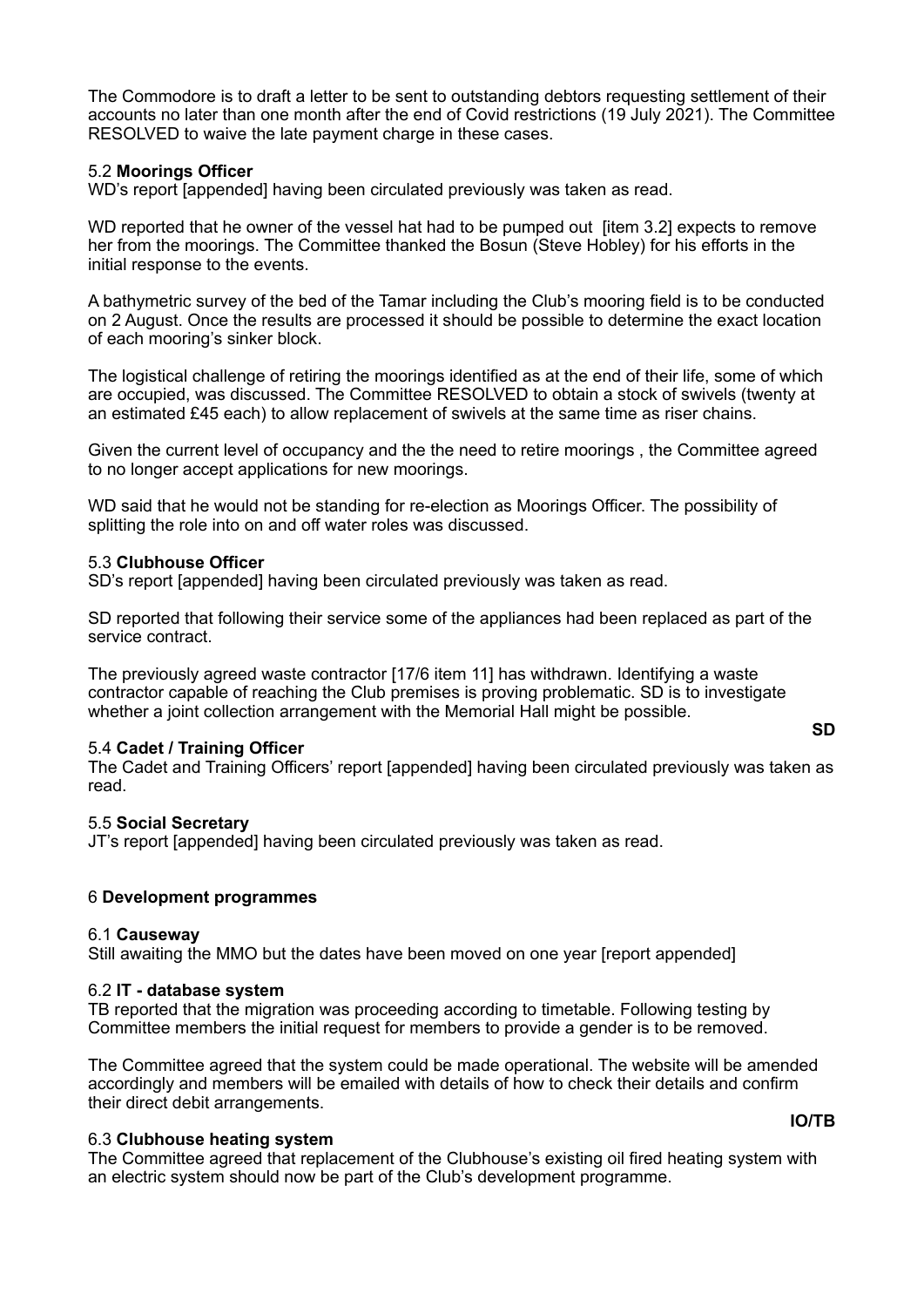The Commodore is to draft a letter to be sent to outstanding debtors requesting settlement of their accounts no later than one month after the end of Covid restrictions (19 July 2021). The Committee RESOLVED to waive the late payment charge in these cases.

5.2 **Moorings Officer**

WD's report [appended] having been circulated previously was taken as read.

WD reported that he owner of the vessel hat had to be pumped out [item 3.2] expects to remove her from the moorings. The Committee thanked the Bosun (Steve Hobley) for his efforts in the initial response to the events.

A bathymetric survey of the bed of the Tamar including the Club's mooring field is to be conducted on 2 August. Once the results are processed it should be possible to determine the exact location of each mooring's sinker block.

The logistical challenge of retiring the moorings identified as at the end of their life, some of which are occupied, was discussed. The Committee RESOLVED to obtain a stock of swivels (twenty at an estimated £45 each) to allow replacement of swivels at the same time as riser chains.

Given the current level of occupancy and the the need to retire moorings , the Committee agreed to no longer accept applications for new moorings.

WD said that he would not be standing for re-election as Moorings Officer. The possibility of splitting the role into on and off water roles was discussed.

5.3 **Clubhouse Officer**

SD's report [appended] having been circulated previously was taken as read.

SD reported that following their service some of the appliances had been replaced as part of the service contract.

The previously agreed waste contractor [17/6 item 11] has withdrawn. Identifying a waste contractor capable of reaching the Club premises is proving problematic. SD is to investigate whether a joint collection arrangement with the Memorial Hall might be possible.

**SD**

5.4 **Cadet / Training Officer**

The Cadet and Training Officers' report [appended] having been circulated previously was taken as read.

5.5 **Social Secretary**

JT's report [appended] having been circulated previously was taken as read.

6 **Development programmes**

6.1 **Causeway**

Still awaiting the MMO but the dates have been moved on one year [report appended]

6.2 **IT - database system**

TB reported that the migration was proceeding according to timetable. Following testing by Committee members the initial request for members to provide a gender is to be removed.

The Committee agreed that the system could be made operational. The website will be amended accordingly and members will be emailed with details of how to check their details and confirm their direct debit arrangements.

**IO/TB**

6.3 **Clubhouse heating system**

The Committee agreed that replacement of the Clubhouse's existing oil fired heating system with an electric system should now be part of the Club's development programme.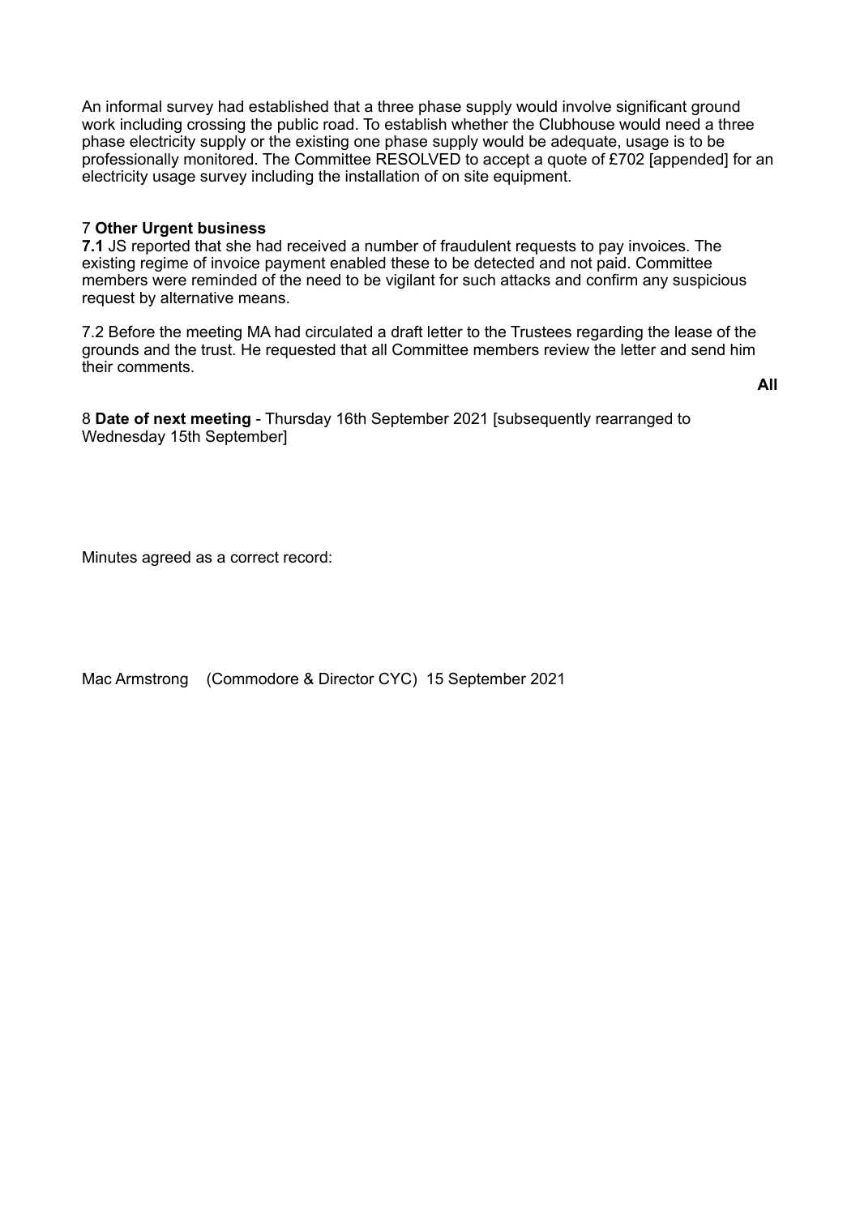An informal survey had established that a three phase supply would involve significant ground work including crossing the public road. To establish whether the Clubhouse would need a three phase electricity supply or the existing one phase supply would be adequate, usage is to be professionally monitored. The Committee RESOLVED to accept a quote of £702 [appended] for an electricity usage survey including the installation of on site equipment.

7 **Other Urgent business**

**7.1** JS reported that she had received a number of fraudulent requests to pay invoices. The existing regime of invoice payment enabled these to be detected and not paid. Committee members were reminded of the need to be vigilant for such attacks and confirm any suspicious request by alternative means.

7.2 Before the meeting MA had circulated a draft letter to the Trustees regarding the lease of the grounds and the trust. He requested that all Committee members review the letter and send him their comments.

**All**

8 **Date of next meeting** - Thursday 16th September 2021 [subsequently rearranged to Wednesday 15th September]

Minutes agreed as a correct record:

Mac Armstrong (Commodore & Director CYC) 15 September 2021